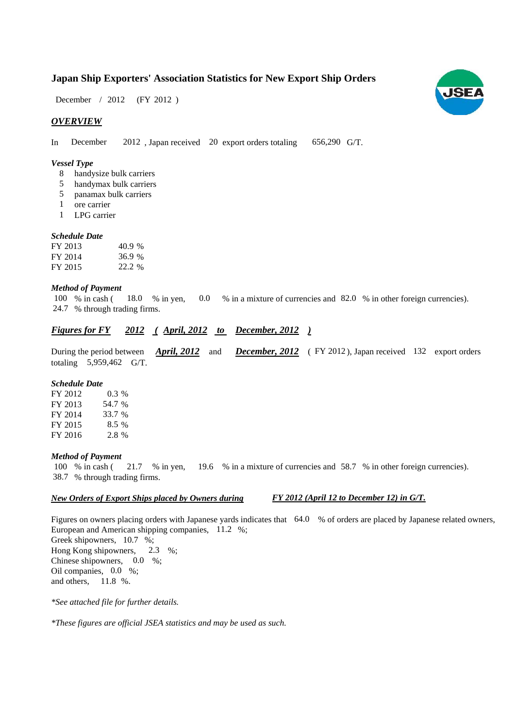# Japan Ship Exporters' Association Statistics for New Export Ship Orders

December / 2012 (FY 2012 )

## *OVERVIEW*

In December 2012 , Japan received 20 export orders totaling 656,290 G/T.

### *Vessel Type*

- 8 handysize bulk carriers
- 5 handymax bulk carriers
- 5 panamax bulk carriers
- 1 ore carrier
- 1 LPG carrier

### *Schedule Date*

| | |
|---|---|
| FY 2013 | 40.9 % |
| FY 2014 | 36.9 % |
| FY 2015 | 22.2 % |

### *Method of Payment*

100 % in cash ( 18.0 % in yen, 0.0 % in a mixture of currencies and 82.0 % in other foreign currencies).
24.7 % through trading firms.

## *Figures for FY 2012 ( April, 2012 to December, 2012 )*

During the period between *April, 2012* and *December, 2012* ( FY 2012 ), Japan received 132 export orders totaling 5,959,462 G/T.

### *Schedule Date*

| | |
|---|---|
| FY 2012 | 0.3 % |
| FY 2013 | 54.7 % |
| FY 2014 | 33.7 % |
| FY 2015 | 8.5 % |
| FY 2016 | 2.8 % |

### *Method of Payment*

100 % in cash ( 21.7 % in yen, 19.6 % in a mixture of currencies and 58.7 % in other foreign currencies).
38.7 % through trading firms.

### *New Orders of Export Ships placed by Owners during FY 2012 (April 12 to December 12) in G/T.*

Figures on owners placing orders with Japanese yards indicates that 64.0 % of orders are placed by Japanese related owners,
European and American shipping companies, 11.2 %;
Greek shipowners, 10.7 %;
Hong Kong shipowners, 2.3 %;
Chinese shipowners, 0.0 %;
Oil companies, 0.0 %;
and others, 11.8 %.

*\*See attached file for further details.*

*\*These figures are official JSEA statistics and may be used as such.*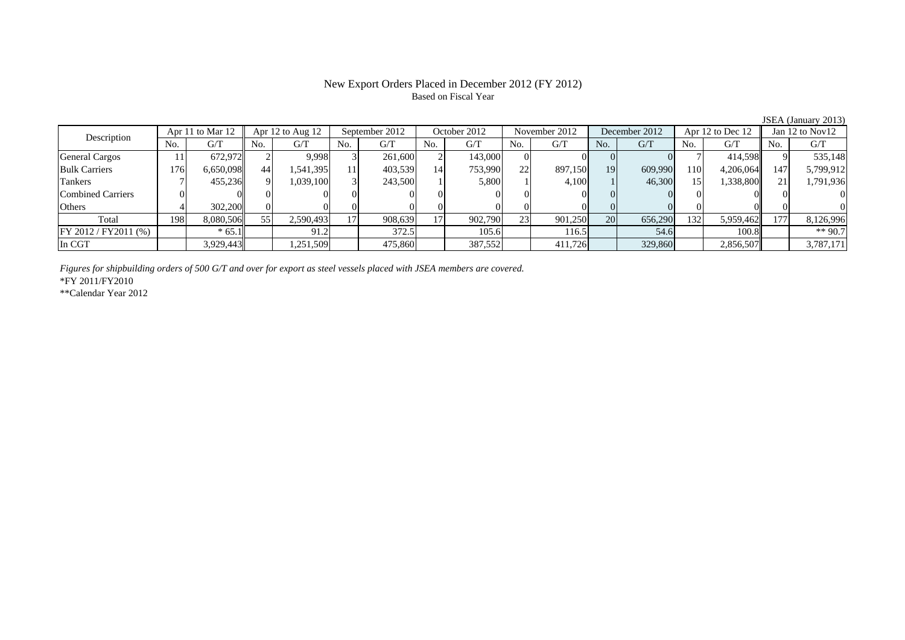# New Export Orders Placed in December 2012 (FY 2012)

Based on Fiscal Year

JSEA (January 2013)

| Description | Apr 11 to Mar 12 | | Apr 12 to Aug 12 | | September 2012 | | October 2012 | | November 2012 | | December 2012 | | Apr 12 to Dec 12 | | Jan 12 to Nov12 | |
|---|---|---|---|---|---|---|---|---|---|---|---|---|---|---|---|---|
| | No. | G/T | No. | G/T | No. | G/T | No. | G/T | No. | G/T | No. | G/T | No. | G/T | No. | G/T |
| General Cargos | 11 | 672,972 | 2 | 9,998 | 3 | 261,600 | 2 | 143,000 | 0 | 0 | 0 | 0 | 7 | 414,598 | 9 | 535,148 |
| Bulk Carriers | 176 | 6,650,098 | 44 | 1,541,395 | 11 | 403,539 | 14 | 753,990 | 22 | 897,150 | 19 | 609,990 | 110 | 4,206,064 | 147 | 5,799,912 |
| Tankers | 7 | 455,236 | 9 | 1,039,100 | 3 | 243,500 | 1 | 5,800 | 1 | 4,100 | 1 | 46,300 | 15 | 1,338,800 | 21 | 1,791,936 |
| Combined Carriers | 0 | 0 | 0 | 0 | 0 | 0 | 0 | 0 | 0 | 0 | 0 | 0 | 0 | 0 | 0 | 0 |
| Others | 4 | 302,200 | 0 | 0 | 0 | 0 | 0 | 0 | 0 | 0 | 0 | 0 | 0 | 0 | 0 | 0 |
| Total | 198 | 8,080,506 | 55 | 2,590,493 | 17 | 908,639 | 17 | 902,790 | 23 | 901,250 | 20 | 656,290 | 132 | 5,959,462 | 177 | 8,126,996 |
| FY 2012 / FY2011 (%) | | * 65.1 | | 91.2 | | 372.5 | | 105.6 | | 116.5 | | 54.6 | | 100.8 | | ** 90.7 |
| In CGT | | 3,929,443 | | 1,251,509 | | 475,860 | | 387,552 | | 411,726 | | 329,860 | | 2,856,507 | | 3,787,171 |

*Figures for shipbuilding orders of 500 G/T and over for export as steel vessels placed with JSEA members are covered.*

*FY 2011/FY2010

**Calendar Year 2012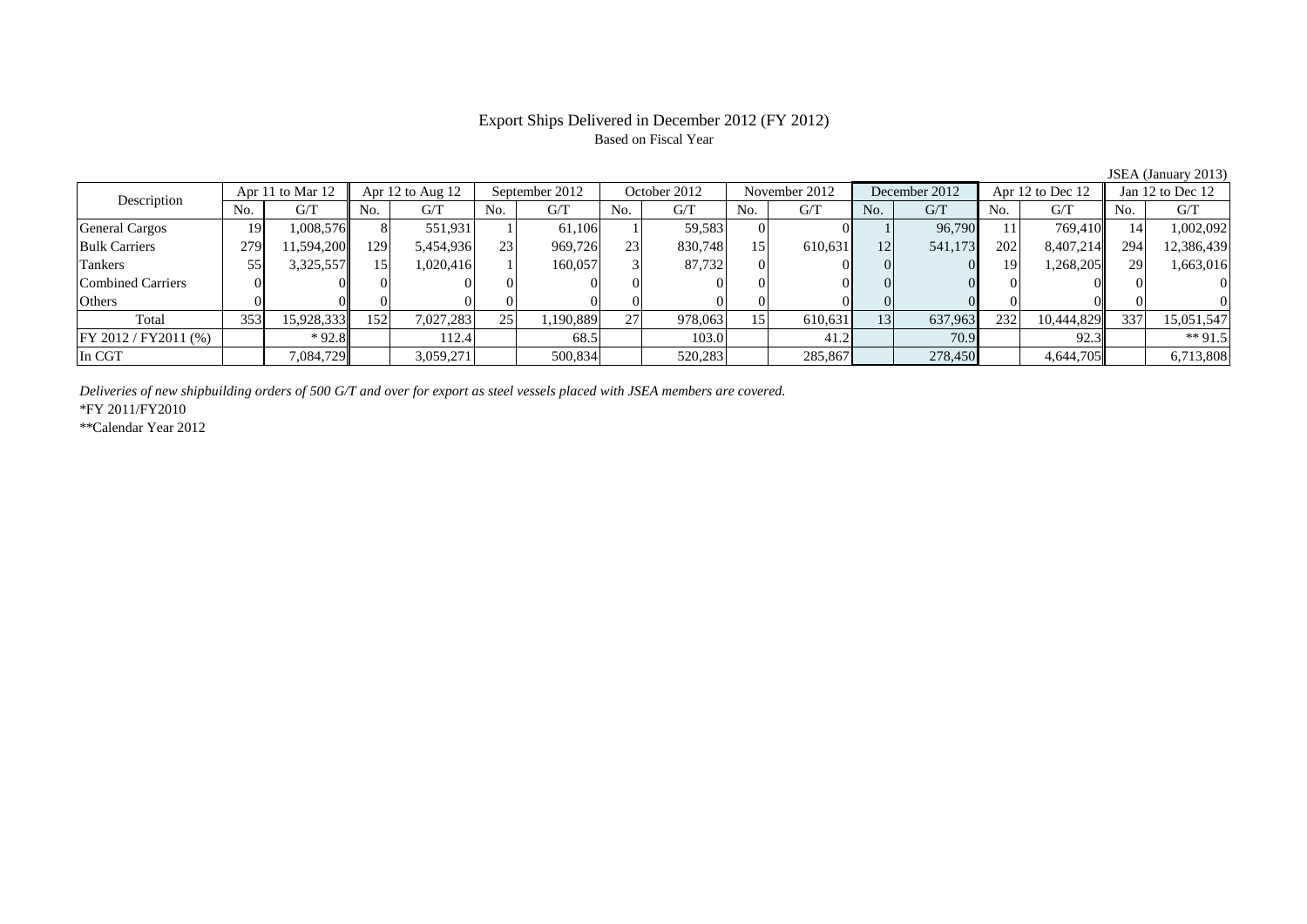# Export Ships Delivered in December 2012 (FY 2012)

Based on Fiscal Year

JSEA (January 2013)

| Description | Apr 11 to Mar 12 | | Apr 12 to Aug 12 | | September 2012 | | October 2012 | | November 2012 | | December 2012 | | Apr 12 to Dec 12 | | Jan 12 to Dec 12 | |
|---|---|---|---|---|---|---|---|---|---|---|---|---|---|---|---|---|
| | No. | G/T | No. | G/T | No. | G/T | No. | G/T | No. | G/T | No. | G/T | No. | G/T | No. | G/T |
| General Cargos | 19 | 1,008,576 | 8 | 551,931 | 1 | 61,106 | 1 | 59,583 | 0 | 0 | 1 | 96,790 | 11 | 769,410 | 14 | 1,002,092 |
| Bulk Carriers | 279 | 11,594,200 | 129 | 5,454,936 | 23 | 969,726 | 23 | 830,748 | 15 | 610,631 | 12 | 541,173 | 202 | 8,407,214 | 294 | 12,386,439 |
| Tankers | 55 | 3,325,557 | 15 | 1,020,416 | 1 | 160,057 | 3 | 87,732 | 0 | 0 | 0 | 0 | 19 | 1,268,205 | 29 | 1,663,016 |
| Combined Carriers | 0 | 0 | 0 | 0 | 0 | 0 | 0 | 0 | 0 | 0 | 0 | 0 | 0 | 0 | 0 | 0 |
| Others | 0 | 0 | 0 | 0 | 0 | 0 | 0 | 0 | 0 | 0 | 0 | 0 | 0 | 0 | 0 | 0 |
| Total | 353 | 15,928,333 | 152 | 7,027,283 | 25 | 1,190,889 | 27 | 978,063 | 15 | 610,631 | 13 | 637,963 | 232 | 10,444,829 | 337 | 15,051,547 |
| FY 2012 / FY2011 (%) | | * 92.8 | | 112.4 | | 68.5 | | 103.0 | | 41.2 | | 70.9 | | 92.3 | | ** 91.5 |
| In CGT | | 7,084,729 | | 3,059,271 | | 500,834 | | 520,283 | | 285,867 | | 278,450 | | 4,644,705 | | 6,713,808 |

*Deliveries of new shipbuilding orders of 500 G/T and over for export as steel vessels placed with JSEA members are covered.*

*FY 2011/FY2010

**Calendar Year 2012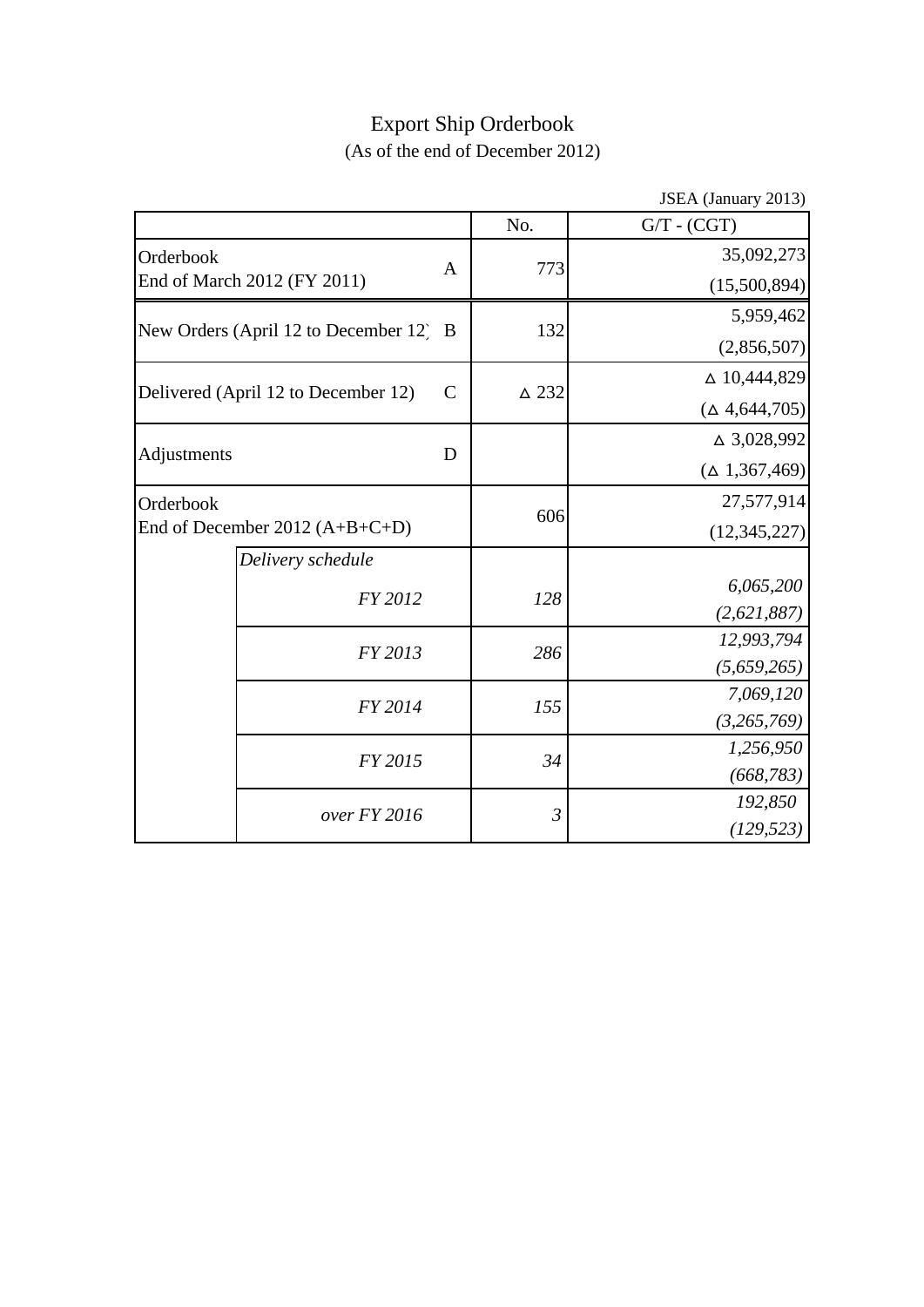# Export Ship Orderbook

(As of the end of December 2012)

JSEA (January 2013)

| | | | No. | G/T - (CGT) |
|---|---|---|---|---|
| Orderbook<br>End of March 2012 (FY 2011) | | A | 773 | 35,092,273<br>(15,500,894) |
| New Orders (April 12 to December 12) | | B | 132 | 5,959,462<br>(2,856,507) |
| Delivered (April 12 to December 12) | | C | △ 232 | △ 10,444,829<br>(△ 4,644,705) |
| Adjustments | | D | | △ 3,028,992<br>(△ 1,367,469) |
| Orderbook<br>End of December 2012 (A+B+C+D) | | | 606 | 27,577,914<br>(12,345,227) |
| | *Delivery schedule* | | | |
| | *FY 2012* | | *128* | *6,065,200*<br>*(2,621,887)* |
| | *FY 2013* | | *286* | *12,993,794*<br>*(5,659,265)* |
| | *FY 2014* | | *155* | *7,069,120*<br>*(3,265,769)* |
| | *FY 2015* | | *34* | *1,256,950*<br>*(668,783)* |
| | *over FY 2016* | | *3* | *192,850*<br>*(129,523)* |